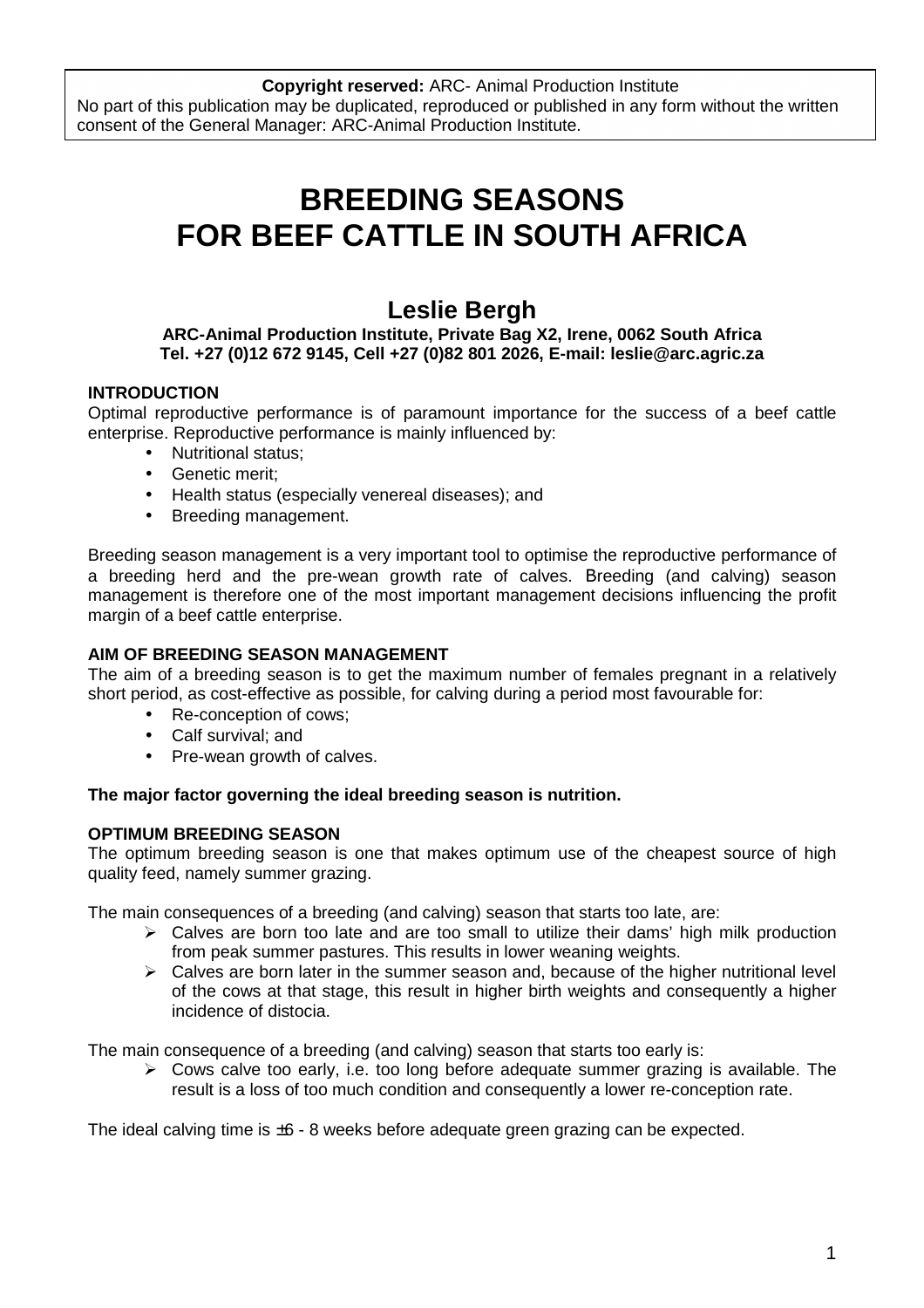**Copyright reserved:** ARC- Animal Production Institute
No part of this publication may be duplicated, reproduced or published in any form without the written consent of the General Manager: ARC-Animal Production Institute.

# BREEDING SEASONS FOR BEEF CATTLE IN SOUTH AFRICA

## Leslie Bergh

**ARC-Animal Production Institute, Private Bag X2, Irene, 0062 South Africa**
**Tel. +27 (0)12 672 9145, Cell +27 (0)82 801 2026, E-mail: leslie@arc.agric.za**

### INTRODUCTION

Optimal reproductive performance is of paramount importance for the success of a beef cattle enterprise. Reproductive performance is mainly influenced by:

- Nutritional status;
- Genetic merit;
- Health status (especially venereal diseases); and
- Breeding management.

Breeding season management is a very important tool to optimise the reproductive performance of a breeding herd and the pre-wean growth rate of calves. Breeding (and calving) season management is therefore one of the most important management decisions influencing the profit margin of a beef cattle enterprise.

### AIM OF BREEDING SEASON MANAGEMENT

The aim of a breeding season is to get the maximum number of females pregnant in a relatively short period, as cost-effective as possible, for calving during a period most favourable for:

- Re-conception of cows;
- Calf survival; and
- Pre-wean growth of calves.

**The major factor governing the ideal breeding season is nutrition.**

### OPTIMUM BREEDING SEASON

The optimum breeding season is one that makes optimum use of the cheapest source of high quality feed, namely summer grazing.

The main consequences of a breeding (and calving) season that starts too late, are:

- Calves are born too late and are too small to utilize their dams' high milk production from peak summer pastures. This results in lower weaning weights.
- Calves are born later in the summer season and, because of the higher nutritional level of the cows at that stage, this result in higher birth weights and consequently a higher incidence of distocia.

The main consequence of a breeding (and calving) season that starts too early is:

- Cows calve too early, i.e. too long before adequate summer grazing is available. The result is a loss of too much condition and consequently a lower re-conception rate.

The ideal calving time is ±6 - 8 weeks before adequate green grazing can be expected.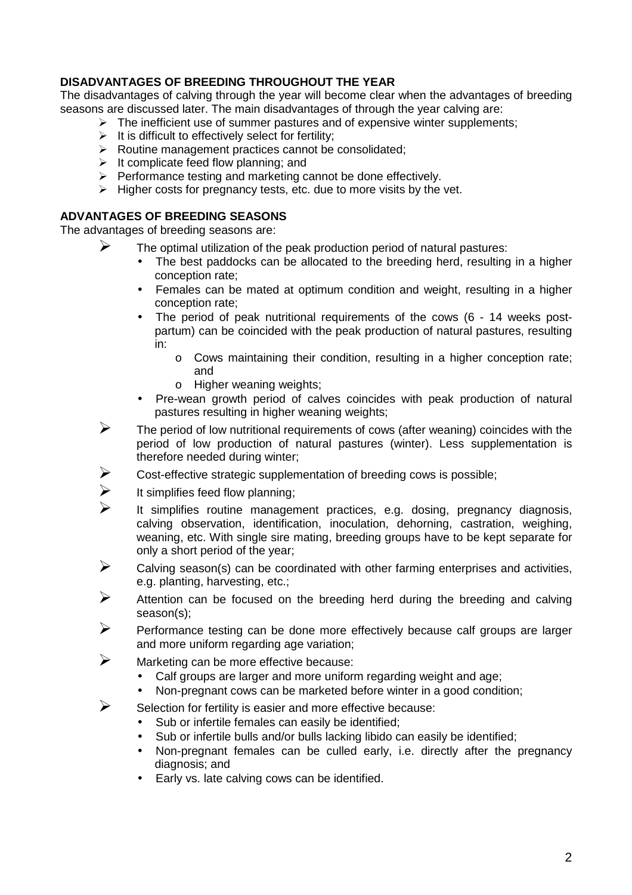**DISADVANTAGES OF BREEDING THROUGHOUT THE YEAR**

The disadvantages of calving through the year will become clear when the advantages of breeding seasons are discussed later. The main disadvantages of through the year calving are:

- The inefficient use of summer pastures and of expensive winter supplements;
- It is difficult to effectively select for fertility;
- Routine management practices cannot be consolidated;
- It complicate feed flow planning; and
- Performance testing and marketing cannot be done effectively.
- Higher costs for pregnancy tests, etc. due to more visits by the vet.

**ADVANTAGES OF BREEDING SEASONS**

The advantages of breeding seasons are:

- The optimal utilization of the peak production period of natural pastures:
  - The best paddocks can be allocated to the breeding herd, resulting in a higher conception rate;
  - Females can be mated at optimum condition and weight, resulting in a higher conception rate;
  - The period of peak nutritional requirements of the cows (6 - 14 weeks post-partum) can be coincided with the peak production of natural pastures, resulting in:
    - Cows maintaining their condition, resulting in a higher conception rate; and
    - Higher weaning weights;
  - Pre-wean growth period of calves coincides with peak production of natural pastures resulting in higher weaning weights;
- The period of low nutritional requirements of cows (after weaning) coincides with the period of low production of natural pastures (winter). Less supplementation is therefore needed during winter;
- Cost-effective strategic supplementation of breeding cows is possible;
- It simplifies feed flow planning;
- It simplifies routine management practices, e.g. dosing, pregnancy diagnosis, calving observation, identification, inoculation, dehorning, castration, weighing, weaning, etc. With single sire mating, breeding groups have to be kept separate for only a short period of the year;
- Calving season(s) can be coordinated with other farming enterprises and activities, e.g. planting, harvesting, etc.;
- Attention can be focused on the breeding herd during the breeding and calving season(s);
- Performance testing can be done more effectively because calf groups are larger and more uniform regarding age variation;
- Marketing can be more effective because:
  - Calf groups are larger and more uniform regarding weight and age;
  - Non-pregnant cows can be marketed before winter in a good condition;
- Selection for fertility is easier and more effective because:
  - Sub or infertile females can easily be identified;
  - Sub or infertile bulls and/or bulls lacking libido can easily be identified;
  - Non-pregnant females can be culled early, i.e. directly after the pregnancy diagnosis; and
  - Early vs. late calving cows can be identified.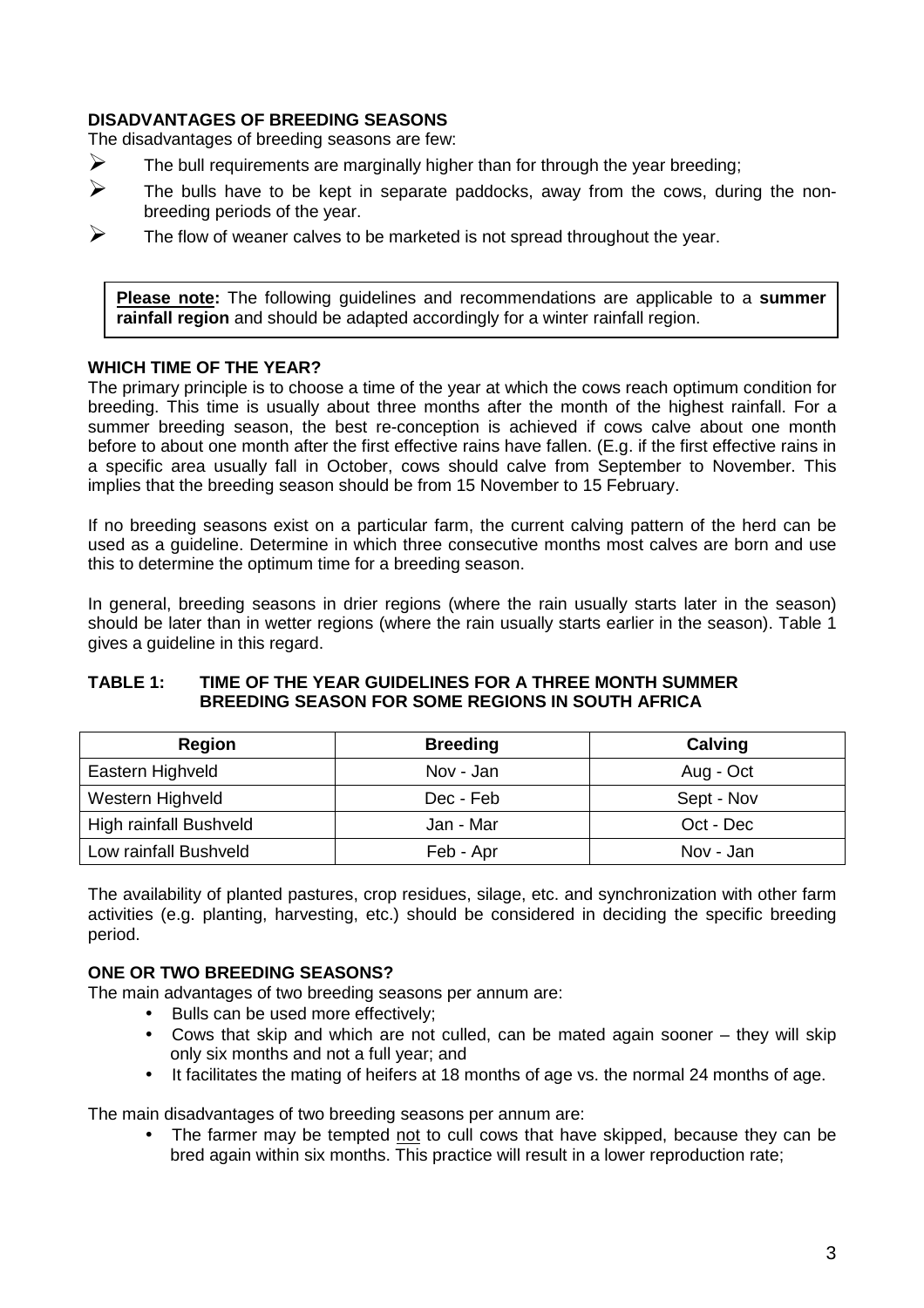**DISADVANTAGES OF BREEDING SEASONS**

The disadvantages of breeding seasons are few:

- The bull requirements are marginally higher than for through the year breeding;
- The bulls have to be kept in separate paddocks, away from the cows, during the non-breeding periods of the year.
- The flow of weaner calves to be marketed is not spread throughout the year.

> **Please note:** The following guidelines and recommendations are applicable to a **summer rainfall region** and should be adapted accordingly for a winter rainfall region.

**WHICH TIME OF THE YEAR?**

The primary principle is to choose a time of the year at which the cows reach optimum condition for breeding. This time is usually about three months after the month of the highest rainfall. For a summer breeding season, the best re-conception is achieved if cows calve about one month before to about one month after the first effective rains have fallen. (E.g. if the first effective rains in a specific area usually fall in October, cows should calve from September to November. This implies that the breeding season should be from 15 November to 15 February.

If no breeding seasons exist on a particular farm, the current calving pattern of the herd can be used as a guideline. Determine in which three consecutive months most calves are born and use this to determine the optimum time for a breeding season.

In general, breeding seasons in drier regions (where the rain usually starts later in the season) should be later than in wetter regions (where the rain usually starts earlier in the season). Table 1 gives a guideline in this regard.

**TABLE 1: TIME OF THE YEAR GUIDELINES FOR A THREE MONTH SUMMER BREEDING SEASON FOR SOME REGIONS IN SOUTH AFRICA**

| Region | Breeding | Calving |
|---|---|---|
| Eastern Highveld | Nov - Jan | Aug - Oct |
| Western Highveld | Dec - Feb | Sept - Nov |
| High rainfall Bushveld | Jan - Mar | Oct - Dec |
| Low rainfall Bushveld | Feb - Apr | Nov - Jan |

The availability of planted pastures, crop residues, silage, etc. and synchronization with other farm activities (e.g. planting, harvesting, etc.) should be considered in deciding the specific breeding period.

**ONE OR TWO BREEDING SEASONS?**

The main advantages of two breeding seasons per annum are:

- Bulls can be used more effectively;
- Cows that skip and which are not culled, can be mated again sooner – they will skip only six months and not a full year; and
- It facilitates the mating of heifers at 18 months of age vs. the normal 24 months of age.

The main disadvantages of two breeding seasons per annum are:

- The farmer may be tempted not to cull cows that have skipped, because they can be bred again within six months. This practice will result in a lower reproduction rate;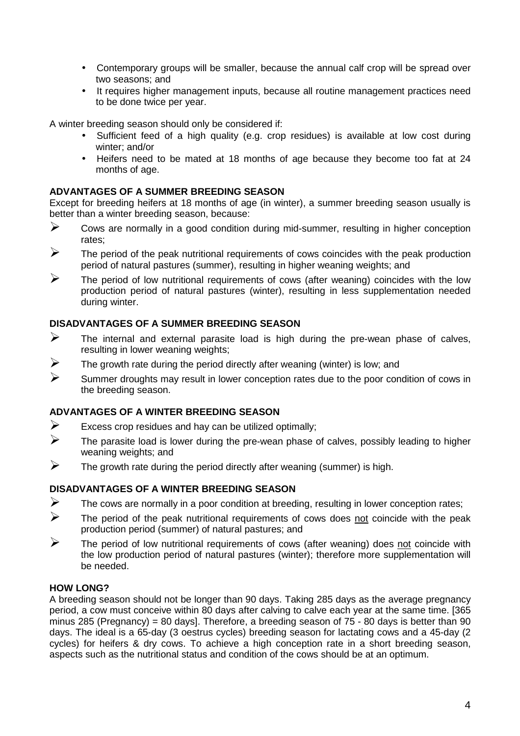- Contemporary groups will be smaller, because the annual calf crop will be spread over two seasons; and
- It requires higher management inputs, because all routine management practices need to be done twice per year.

A winter breeding season should only be considered if:

- Sufficient feed of a high quality (e.g. crop residues) is available at low cost during winter; and/or
- Heifers need to be mated at 18 months of age because they become too fat at 24 months of age.

**ADVANTAGES OF A SUMMER BREEDING SEASON**

Except for breeding heifers at 18 months of age (in winter), a summer breeding season usually is better than a winter breeding season, because:

- Cows are normally in a good condition during mid-summer, resulting in higher conception rates;
- The period of the peak nutritional requirements of cows coincides with the peak production period of natural pastures (summer), resulting in higher weaning weights; and
- The period of low nutritional requirements of cows (after weaning) coincides with the low production period of natural pastures (winter), resulting in less supplementation needed during winter.

**DISADVANTAGES OF A SUMMER BREEDING SEASON**

- The internal and external parasite load is high during the pre-wean phase of calves, resulting in lower weaning weights;
- The growth rate during the period directly after weaning (winter) is low; and
- Summer droughts may result in lower conception rates due to the poor condition of cows in the breeding season.

**ADVANTAGES OF A WINTER BREEDING SEASON**

- Excess crop residues and hay can be utilized optimally;
- The parasite load is lower during the pre-wean phase of calves, possibly leading to higher weaning weights; and
- The growth rate during the period directly after weaning (summer) is high.

**DISADVANTAGES OF A WINTER BREEDING SEASON**

- The cows are normally in a poor condition at breeding, resulting in lower conception rates;
- The period of the peak nutritional requirements of cows does not coincide with the peak production period (summer) of natural pastures; and
- The period of low nutritional requirements of cows (after weaning) does not coincide with the low production period of natural pastures (winter); therefore more supplementation will be needed.

**HOW LONG?**

A breeding season should not be longer than 90 days. Taking 285 days as the average pregnancy period, a cow must conceive within 80 days after calving to calve each year at the same time. [365 minus 285 (Pregnancy) = 80 days]. Therefore, a breeding season of 75 - 80 days is better than 90 days. The ideal is a 65-day (3 oestrus cycles) breeding season for lactating cows and a 45-day (2 cycles) for heifers & dry cows. To achieve a high conception rate in a short breeding season, aspects such as the nutritional status and condition of the cows should be at an optimum.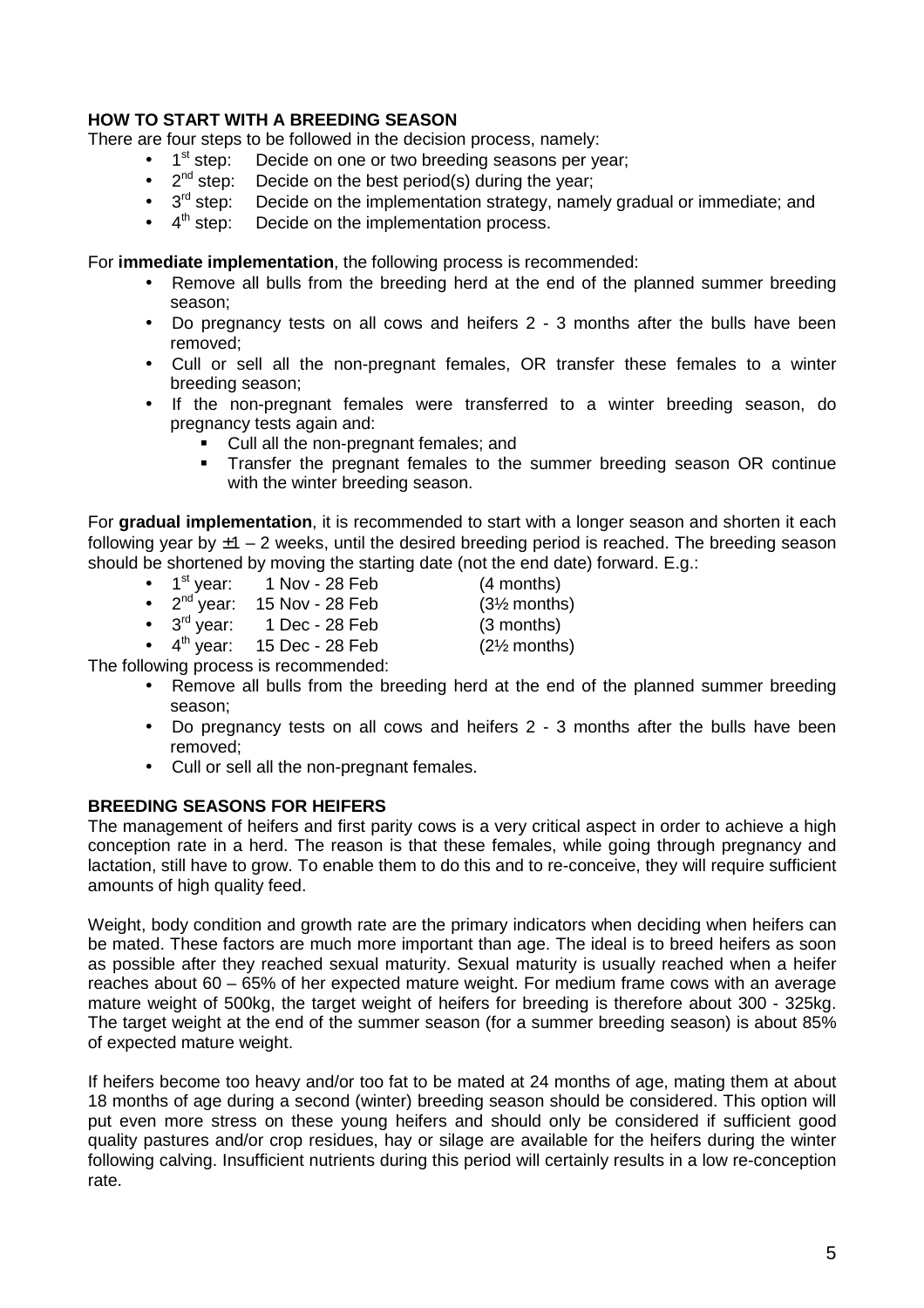**HOW TO START WITH A BREEDING SEASON**

There are four steps to be followed in the decision process, namely:

- 1st step: Decide on one or two breeding seasons per year;
- 2nd step: Decide on the best period(s) during the year;
- 3rd step: Decide on the implementation strategy, namely gradual or immediate; and
- 4th step: Decide on the implementation process.

For **immediate implementation**, the following process is recommended:

- Remove all bulls from the breeding herd at the end of the planned summer breeding season;
- Do pregnancy tests on all cows and heifers 2 - 3 months after the bulls have been removed;
- Cull or sell all the non-pregnant females, OR transfer these females to a winter breeding season;
- If the non-pregnant females were transferred to a winter breeding season, do pregnancy tests again and:
  - Cull all the non-pregnant females; and
  - Transfer the pregnant females to the summer breeding season OR continue with the winter breeding season.

For **gradual implementation**, it is recommended to start with a longer season and shorten it each following year by ±1 – 2 weeks, until the desired breeding period is reached. The breeding season should be shortened by moving the starting date (not the end date) forward. E.g.:

- 1st year: 1 Nov - 28 Feb (4 months)
- 2nd year: 15 Nov - 28 Feb (3½ months)
- 3rd year: 1 Dec - 28 Feb (3 months)
- 4th year: 15 Dec - 28 Feb (2½ months)

The following process is recommended:

- Remove all bulls from the breeding herd at the end of the planned summer breeding season;
- Do pregnancy tests on all cows and heifers 2 - 3 months after the bulls have been removed;
- Cull or sell all the non-pregnant females.

**BREEDING SEASONS FOR HEIFERS**

The management of heifers and first parity cows is a very critical aspect in order to achieve a high conception rate in a herd. The reason is that these females, while going through pregnancy and lactation, still have to grow. To enable them to do this and to re-conceive, they will require sufficient amounts of high quality feed.

Weight, body condition and growth rate are the primary indicators when deciding when heifers can be mated. These factors are much more important than age. The ideal is to breed heifers as soon as possible after they reached sexual maturity. Sexual maturity is usually reached when a heifer reaches about 60 – 65% of her expected mature weight. For medium frame cows with an average mature weight of 500kg, the target weight of heifers for breeding is therefore about 300 - 325kg. The target weight at the end of the summer season (for a summer breeding season) is about 85% of expected mature weight.

If heifers become too heavy and/or too fat to be mated at 24 months of age, mating them at about 18 months of age during a second (winter) breeding season should be considered. This option will put even more stress on these young heifers and should only be considered if sufficient good quality pastures and/or crop residues, hay or silage are available for the heifers during the winter following calving. Insufficient nutrients during this period will certainly results in a low re-conception rate.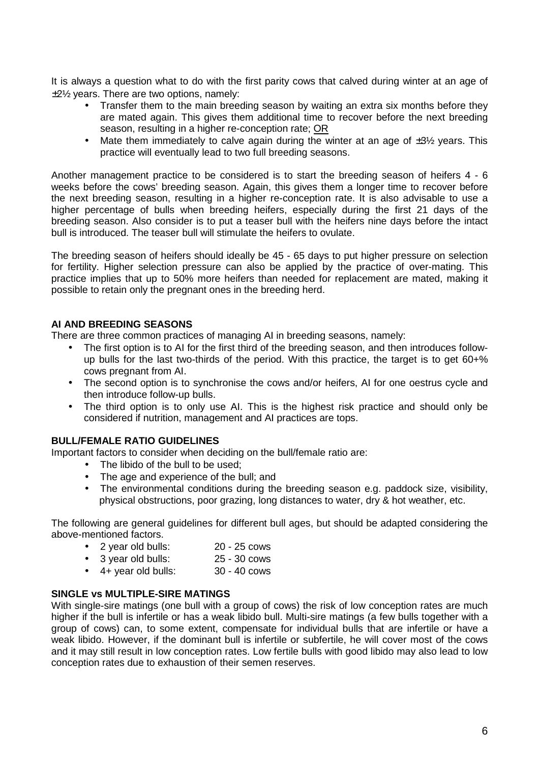It is always a question what to do with the first parity cows that calved during winter at an age of ±2½ years. There are two options, namely:

- Transfer them to the main breeding season by waiting an extra six months before they are mated again. This gives them additional time to recover before the next breeding season, resulting in a higher re-conception rate; OR
- Mate them immediately to calve again during the winter at an age of ±3½ years. This practice will eventually lead to two full breeding seasons.

Another management practice to be considered is to start the breeding season of heifers 4 - 6 weeks before the cows' breeding season. Again, this gives them a longer time to recover before the next breeding season, resulting in a higher re-conception rate. It is also advisable to use a higher percentage of bulls when breeding heifers, especially during the first 21 days of the breeding season. Also consider is to put a teaser bull with the heifers nine days before the intact bull is introduced. The teaser bull will stimulate the heifers to ovulate.

The breeding season of heifers should ideally be 45 - 65 days to put higher pressure on selection for fertility. Higher selection pressure can also be applied by the practice of over-mating. This practice implies that up to 50% more heifers than needed for replacement are mated, making it possible to retain only the pregnant ones in the breeding herd.

**AI AND BREEDING SEASONS**

There are three common practices of managing AI in breeding seasons, namely:

- The first option is to AI for the first third of the breeding season, and then introduces follow-up bulls for the last two-thirds of the period. With this practice, the target is to get 60+% cows pregnant from AI.
- The second option is to synchronise the cows and/or heifers, AI for one oestrus cycle and then introduce follow-up bulls.
- The third option is to only use AI. This is the highest risk practice and should only be considered if nutrition, management and AI practices are tops.

**BULL/FEMALE RATIO GUIDELINES**

Important factors to consider when deciding on the bull/female ratio are:

- The libido of the bull to be used;
- The age and experience of the bull; and
- The environmental conditions during the breeding season e.g. paddock size, visibility, physical obstructions, poor grazing, long distances to water, dry & hot weather, etc.

The following are general guidelines for different bull ages, but should be adapted considering the above-mentioned factors.

- 2 year old bulls: 20 - 25 cows
- 3 year old bulls: 25 - 30 cows
- 4+ year old bulls: 30 - 40 cows

**SINGLE vs MULTIPLE-SIRE MATINGS**

With single-sire matings (one bull with a group of cows) the risk of low conception rates are much higher if the bull is infertile or has a weak libido bull. Multi-sire matings (a few bulls together with a group of cows) can, to some extent, compensate for individual bulls that are infertile or have a weak libido. However, if the dominant bull is infertile or subfertile, he will cover most of the cows and it may still result in low conception rates. Low fertile bulls with good libido may also lead to low conception rates due to exhaustion of their semen reserves.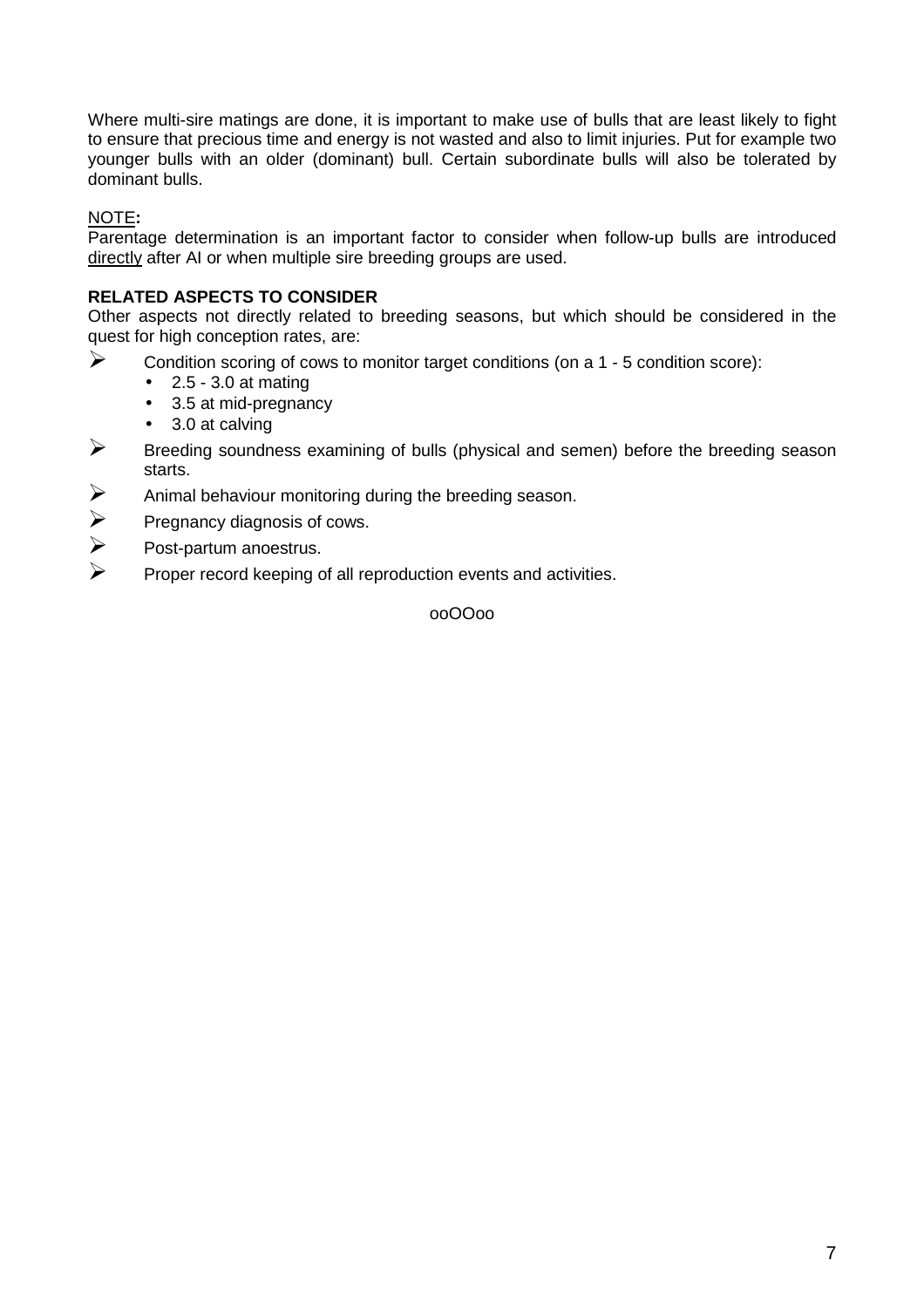Where multi-sire matings are done, it is important to make use of bulls that are least likely to fight to ensure that precious time and energy is not wasted and also to limit injuries. Put for example two younger bulls with an older (dominant) bull. Certain subordinate bulls will also be tolerated by dominant bulls.

<u>NOTE</u>**:**
Parentage determination is an important factor to consider when follow-up bulls are introduced <u>directly</u> after AI or when multiple sire breeding groups are used.

**RELATED ASPECTS TO CONSIDER**

Other aspects not directly related to breeding seasons, but which should be considered in the quest for high conception rates, are:

- Condition scoring of cows to monitor target conditions (on a 1 - 5 condition score):
  - 2.5 - 3.0 at mating
  - 3.5 at mid-pregnancy
  - 3.0 at calving
- Breeding soundness examining of bulls (physical and semen) before the breeding season starts.
- Animal behaviour monitoring during the breeding season.
- Pregnancy diagnosis of cows.
- Post-partum anoestrus.
- Proper record keeping of all reproduction events and activities.

ooOOoo